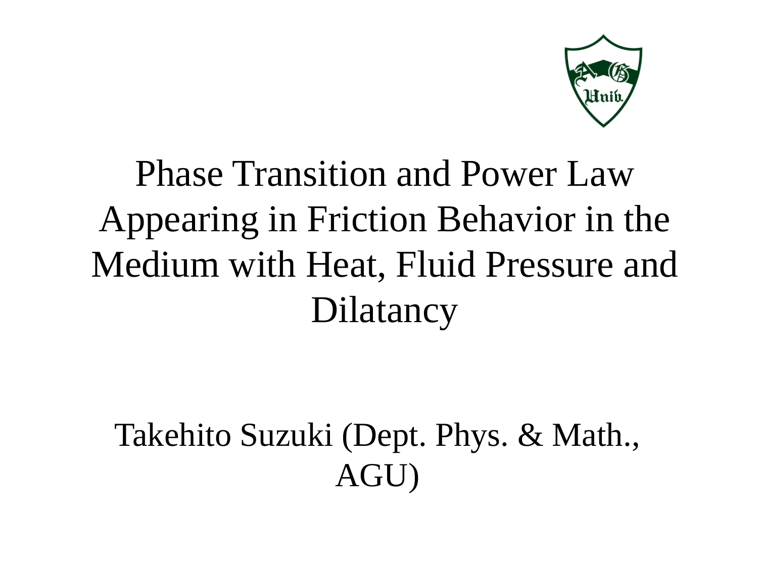# Phase Transition and Power Law Appearing in Friction Behavior in the Medium with Heat, Fluid Pressure and Dilatancy

Takehito Suzuki (Dept. Phys. & Math., AGU)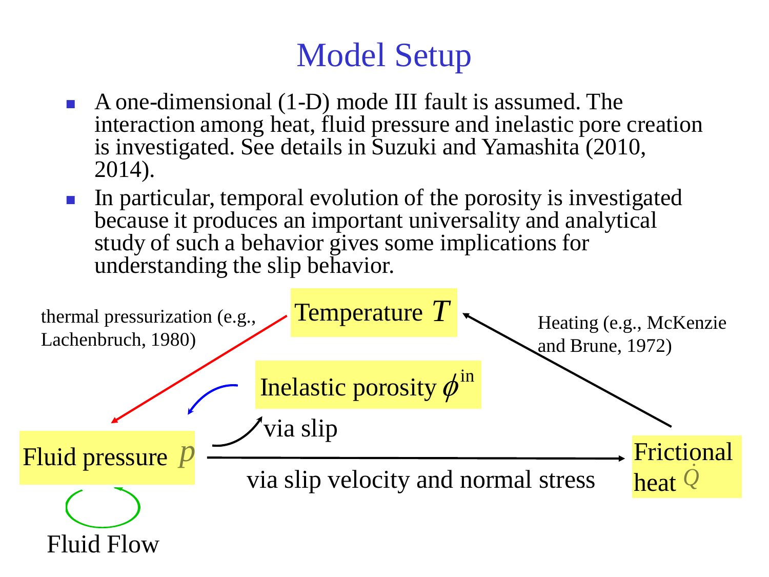# Model Setup

- A one-dimensional (1-D) mode III fault is assumed. The interaction among heat, fluid pressure and inelastic pore creation is investigated. See details in Suzuki and Yamashita (2010, 2014).
- In particular, temporal evolution of the porosity is investigated because it produces an important universality and analytical study of such a behavior gives some implications for understanding the slip behavior.

Temperature $T$

thermal pressurization (e.g., Lachenbruch, 1980)

Heating (e.g., McKenzie and Brune, 1972)

Inelastic porosity $\phi^{\mathrm{in}}$

via slip

Fluid pressure $p$

via slip velocity and normal stress

Frictional heat $\dot{Q}$

Fluid Flow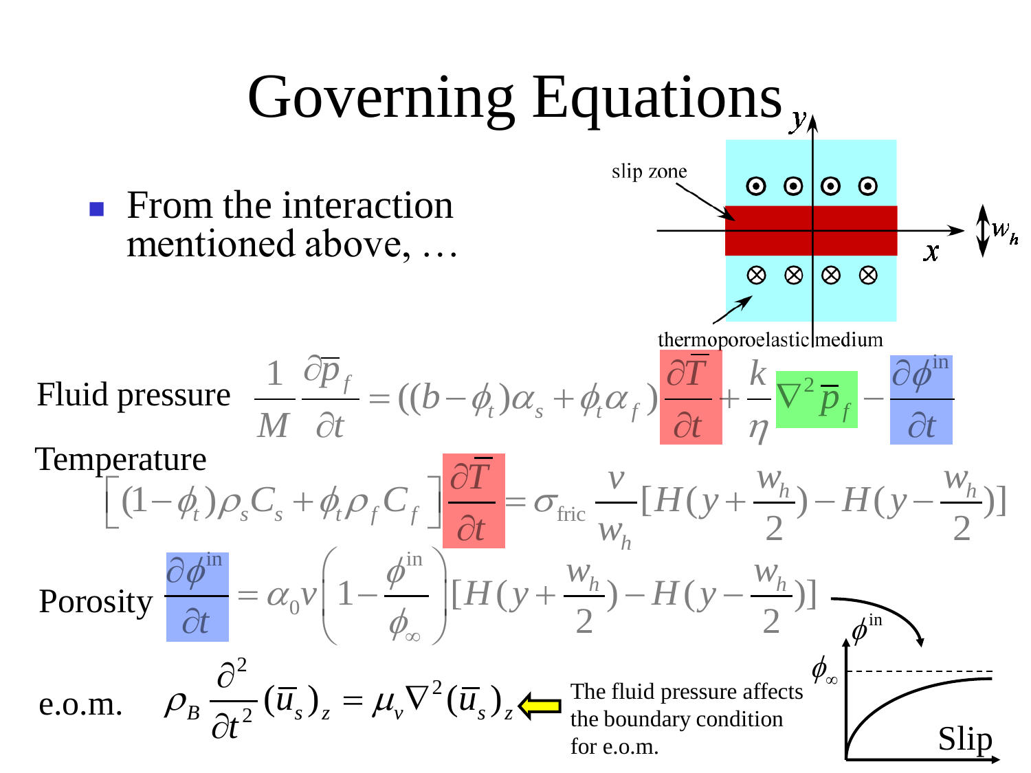# Governing Equations

- From the interaction mentioned above, …

slip zone

thermoporoelastic medium

$x$, $y$, $w_h$

Fluid pressure
$$\frac{1}{M}\frac{\partial \bar{p}_f}{\partial t} = ((b-\phi_t)\alpha_s + \phi_t \alpha_f)\frac{\partial \bar{T}}{\partial t} + \frac{k}{\eta}\nabla^2 \bar{p}_f - \frac{\partial \phi^{\text{in}}}{\partial t}$$

Temperature
$$\left[(1-\phi_t)\rho_s C_s + \phi_t \rho_f C_f\right]\frac{\partial \bar{T}}{\partial t} = \sigma_{\text{fric}}\frac{v}{w_h}[H(y+\frac{w_h}{2}) - H(y-\frac{w_h}{2})]$$

Porosity
$$\frac{\partial \phi^{\text{in}}}{\partial t} = \alpha_0 v \left(1 - \frac{\phi^{\text{in}}}{\phi_\infty}\right)[H(y+\frac{w_h}{2}) - H(y-\frac{w_h}{2})]$$

e.o.m.
$$\rho_B \frac{\partial^2}{\partial t^2}(\bar{u}_s)_z = \mu_v \nabla^2 (\bar{u}_s)_z$$

The fluid pressure affects the boundary condition for e.o.m.

$\phi^{\text{in}}$, $\phi_\infty$, Slip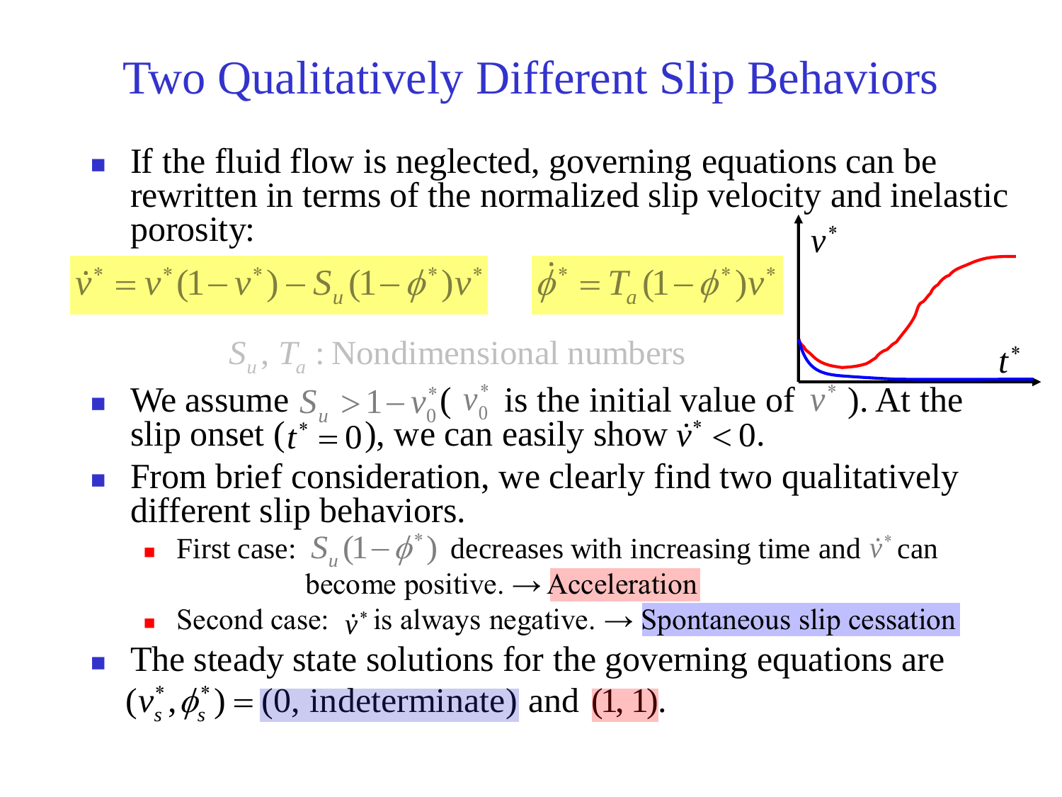# Two Qualitatively Different Slip Behaviors

- If the fluid flow is neglected, governing equations can be rewritten in terms of the normalized slip velocity and inelastic porosity:

$$\dot{v}^* = v^*(1-v^*) - S_u(1-\phi^*)v^* \qquad \dot{\phi}^* = T_a(1-\phi^*)v^*$$

$S_u$, $T_a$ : Nondimensional numbers

- We assume $S_u > 1 - v_0^*$ ( $v_0^*$ is the initial value of $v^*$ ). At the slip onset ($t^* = 0$), we can easily show $\dot{v}^* < 0$.
- From brief consideration, we clearly find two qualitatively different slip behaviors.
  - First case: $S_u(1-\phi^*)$ decreases with increasing time and $\dot{v}^*$ can become positive. → Acceleration
  - Second case: $\dot{v}^*$ is always negative. → Spontaneous slip cessation
- The steady state solutions for the governing equations are $(v_s^*, \phi_s^*) =$ (0, indeterminate) and (1, 1).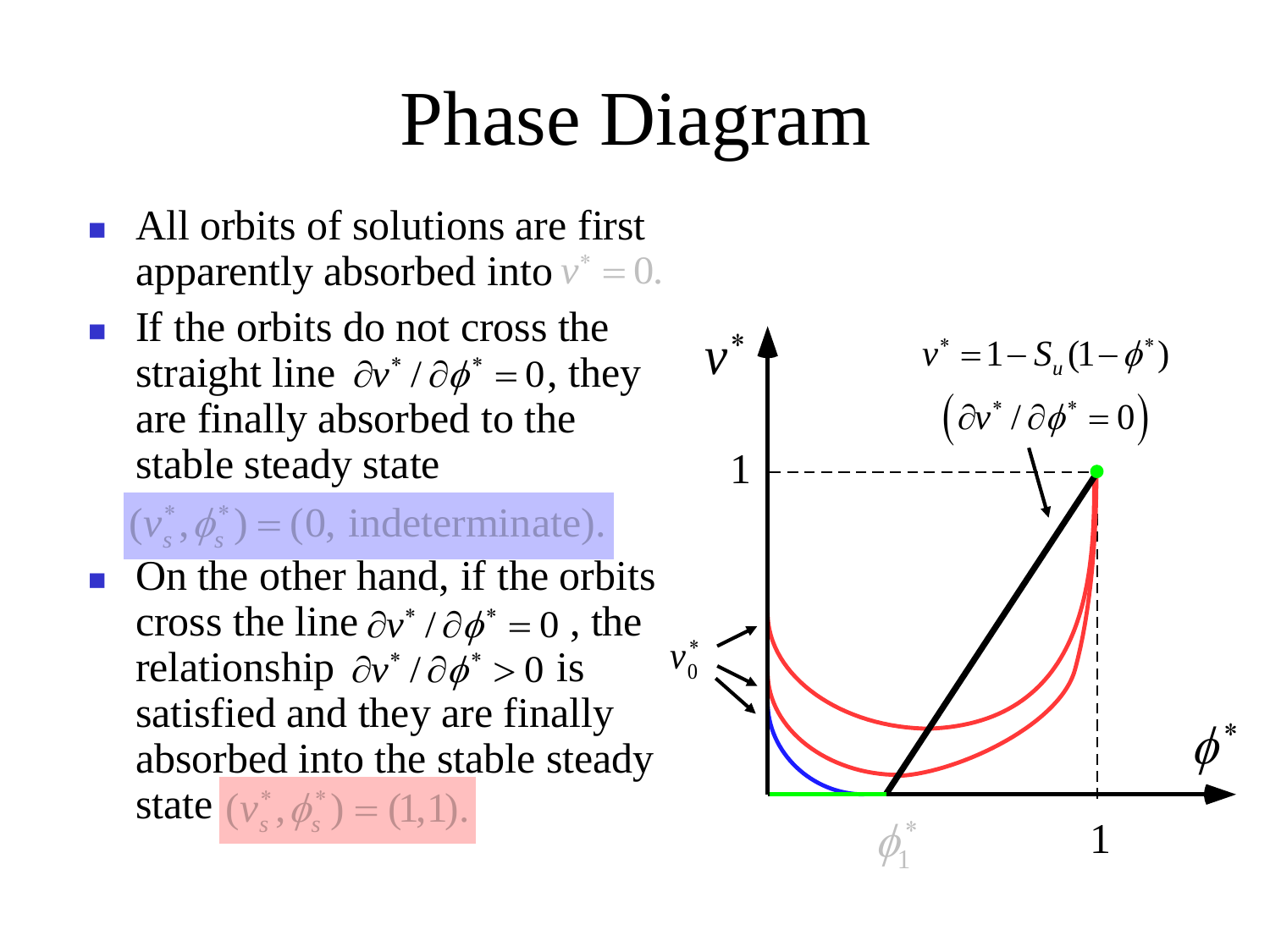# Phase Diagram

- All orbits of solutions are first apparently absorbed into $v^* = 0$.
- If the orbits do not cross the straight line $\partial v^* / \partial \phi^* = 0$, they are finally absorbed to the stable steady state

  $(v_s^*, \phi_s^*) = (0, \text{ indeterminate}).$
- On the other hand, if the orbits cross the line $\partial v^* / \partial \phi^* = 0$ , the relationship $\partial v^* / \partial \phi^* > 0$ is satisfied and they are finally absorbed into the stable steady state $(v_s^*, \phi_s^*) = (1,1).$

$v^*$

$v^* = 1 - S_u(1 - \phi^*)$

$\left(\partial v^* / \partial \phi^* = 0\right)$

1

$v_0^*$

$\phi^*$

$\phi_1^*$

1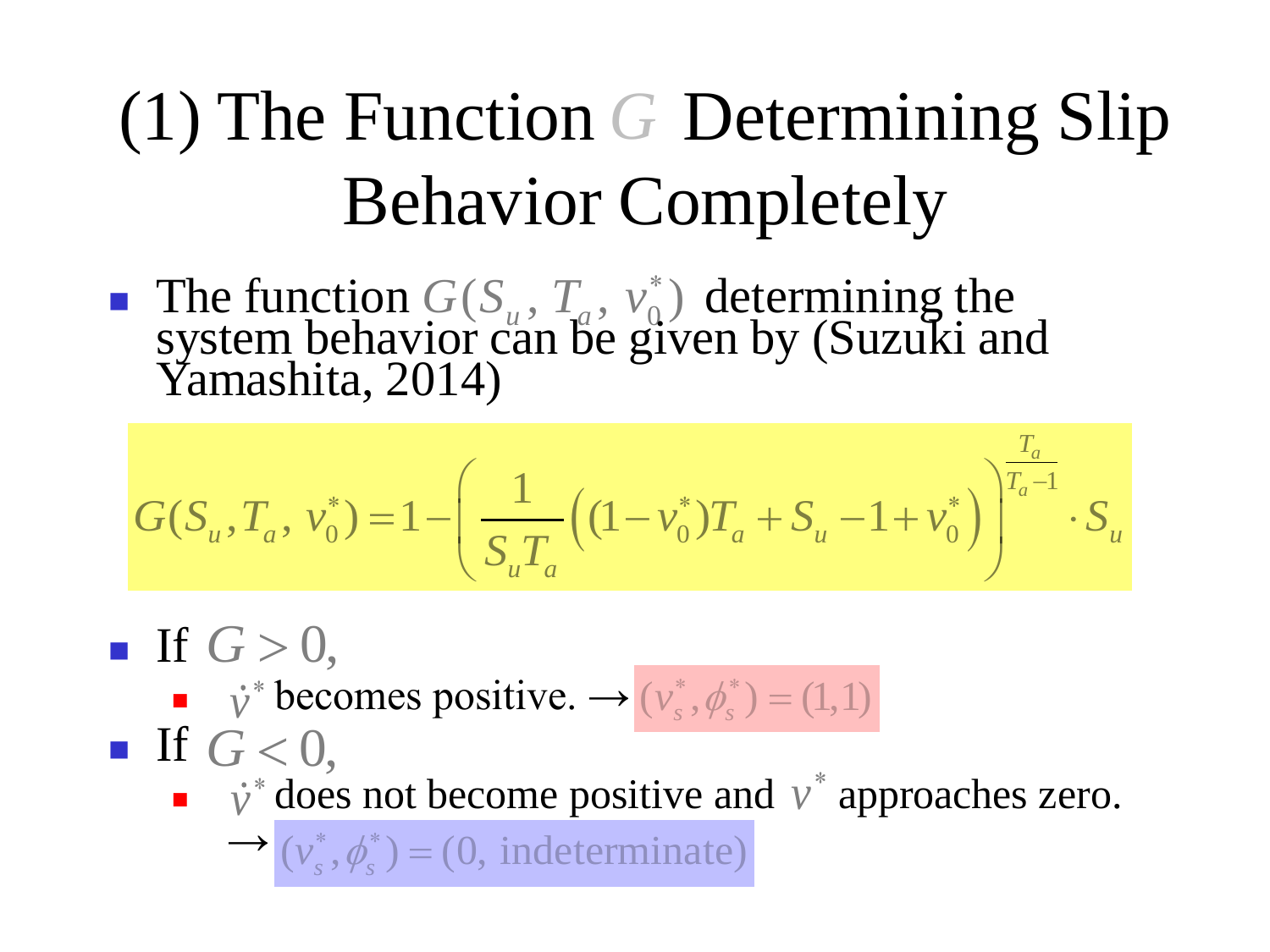# (1) The Function $G$ Determining Slip Behavior Completely

- The function $G(S_u, T_a, v_0^*)$ determining the system behavior can be given by (Suzuki and Yamashita, 2014)

$$G(S_u, T_a, v_0^*) = 1 - \left( \frac{1}{S_u T_a} \left( (1 - v_0^*) T_a + S_u - 1 + v_0^* \right) \right)^{\frac{T_a}{T_a - 1}} \cdot S_u$$

- If $G > 0$,
  - $\dot{v}^*$ becomes positive. $\rightarrow (v_s^*, \phi_s^*) = (1,1)$
- If $G < 0$,
  - $\dot{v}^*$ does not become positive and $v^*$ approaches zero. $\rightarrow (v_s^*, \phi_s^*) = (0, \text{indeterminate})$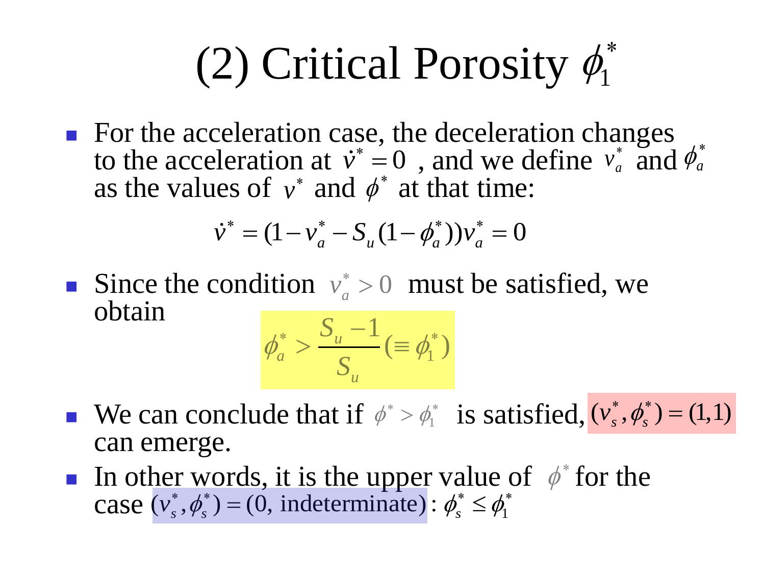# (2) Critical Porosity $\phi_1^*$

- For the acceleration case, the deceleration changes to the acceleration at $\dot{v}^* = 0$ , and we define $v_a^*$ and $\phi_a^*$ as the values of $v^*$ and $\phi^*$ at that time:

$$\dot{v}^* = (1 - v_a^* - S_u(1 - \phi_a^*))v_a^* = 0$$

- Since the condition $v_a^* > 0$ must be satisfied, we obtain

$$\phi_a^* > \frac{S_u - 1}{S_u} (\equiv \phi_1^*)$$

- We can conclude that if $\phi^* > \phi_1^*$ is satisfied, $(v_s^*, \phi_s^*) = (1,1)$ can emerge.
- In other words, it is the upper value of $\phi^*$ for the case $(v_s^*, \phi_s^*) = (0, \text{ indeterminate})$ : $\phi_s^* \leq \phi_1^*$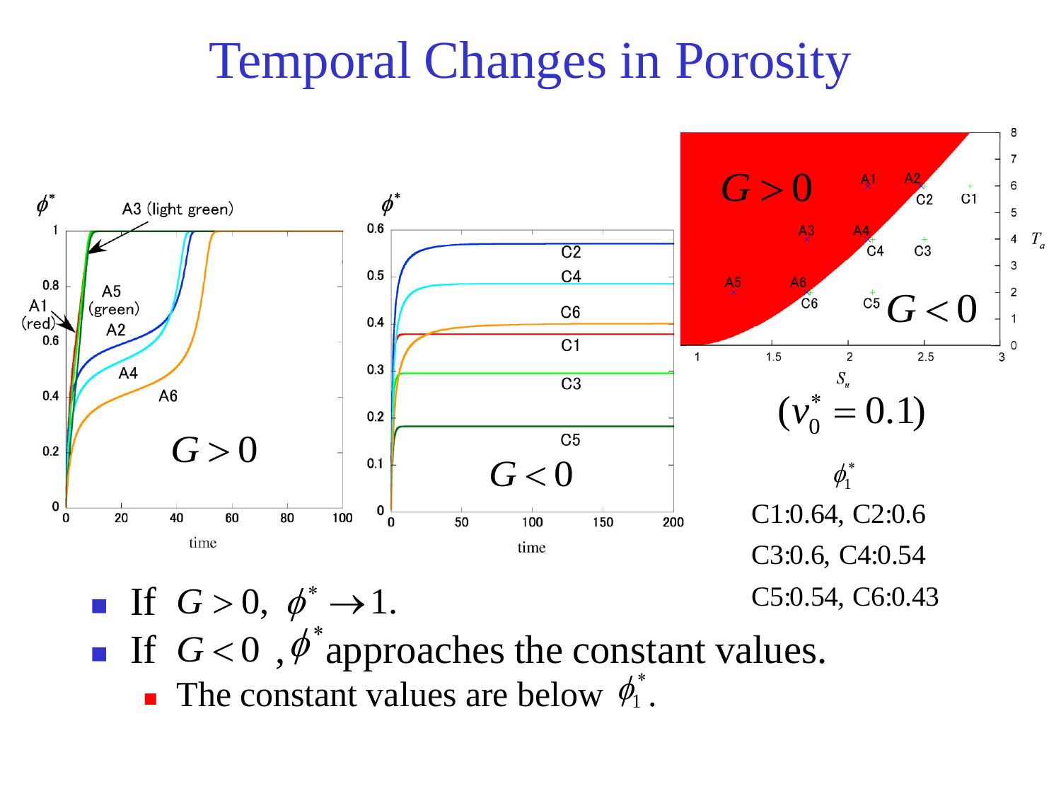# Temporal Changes in Porosity

$(v_0^* = 0.1)$

$\phi_1^*$

C1:0.64, C2:0.6

C3:0.6, C4:0.54

C5:0.54, C6:0.43

- If $G > 0$, $\phi^* \to 1$.
- If $G < 0$, $\phi^*$ approaches the constant values.
  - The constant values are below $\phi_1^*$.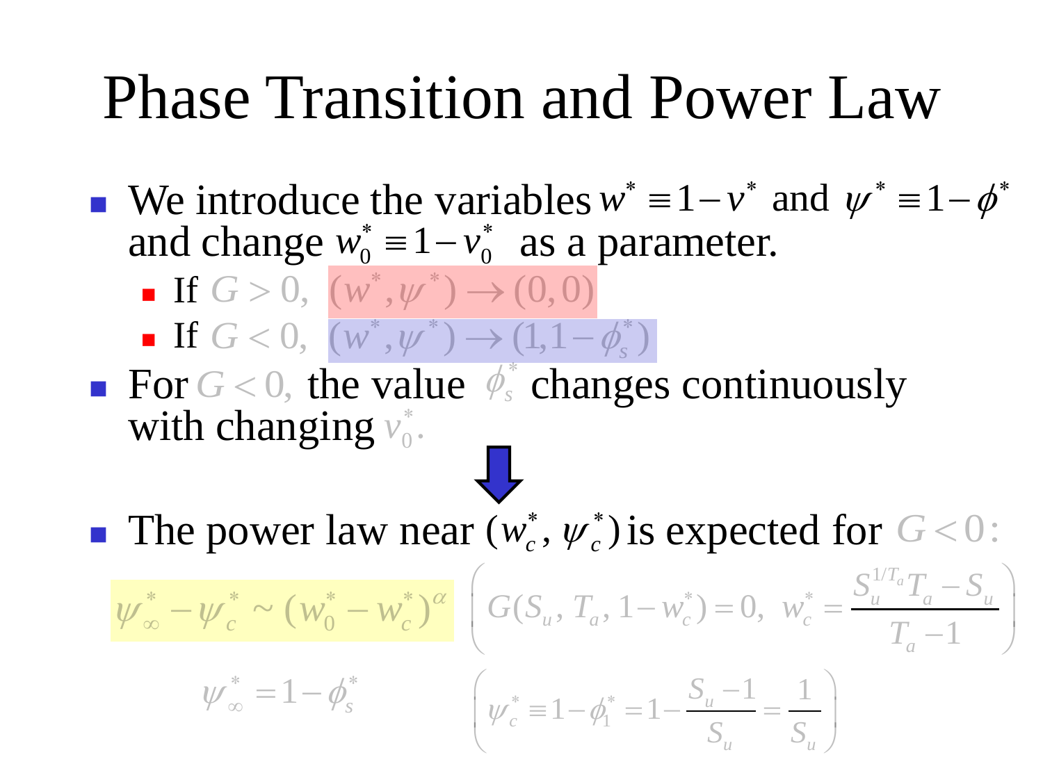# Phase Transition and Power Law

- We introduce the variables $w^* \equiv 1 - v^*$ and $\psi^* \equiv 1 - \phi^*$ and change $w_0^* \equiv 1 - v_0^*$ as a parameter.
  - If $G > 0$, $(w^*, \psi^*) \to (0, 0)$
  - If $G < 0$, $(w^*, \psi^*) \to (1, 1 - \phi_s^*)$
- For $G < 0$, the value $\phi_s^*$ changes continuously with changing $v_0^*$.

⇓

- The power law near $(w_c^*, \psi_c^*)$ is expected for $G < 0$:

$$\psi_\infty^* - \psi_c^* \sim (w_0^* - w_c^*)^\alpha \qquad \left( G(S_u, T_a, 1 - w_c^*) = 0, \ w_c^* = \frac{S_u^{1/T_a} T_a - S_u}{T_a - 1} \right)$$

$$\psi_\infty^* = 1 - \phi_s^* \qquad \left( \psi_c^* \equiv 1 - \phi_1^* = 1 - \frac{S_u - 1}{S_u} = \frac{1}{S_u} \right)$$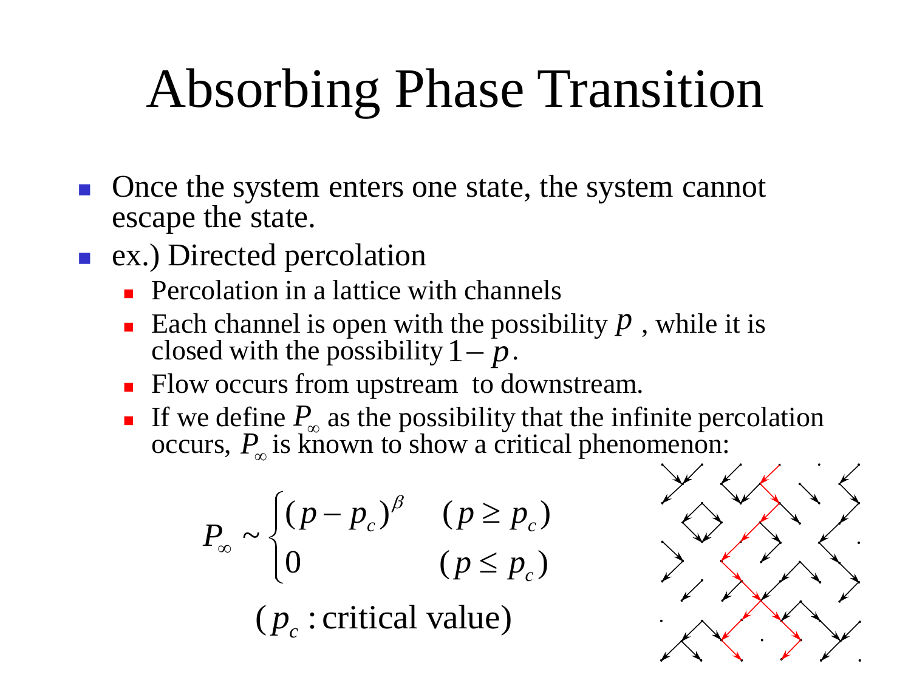# Absorbing Phase Transition

- Once the system enters one state, the system cannot escape the state.
- ex.) Directed percolation
  - Percolation in a lattice with channels
  - Each channel is open with the possibility $p$ , while it is closed with the possibility $1-p$.
  - Flow occurs from upstream to downstream.
  - If we define $P_\infty$ as the possibility that the infinite percolation occurs, $P_\infty$ is known to show a critical phenomenon:

$$P_\infty \sim \begin{cases} (p-p_c)^\beta & (p \geq p_c) \\ 0 & (p \leq p_c) \end{cases}$$

$(p_c$ : critical value$)$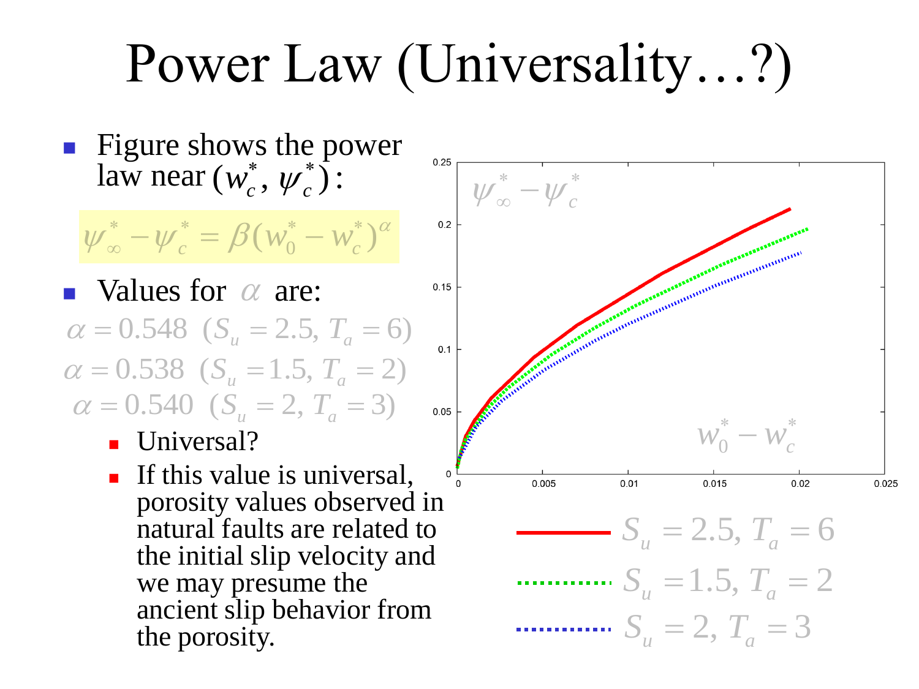# Power Law (Universality…?)

- Figure shows the power law near $(w_c^*, \psi_c^*)$:

$$\psi_\infty^* - \psi_c^* = \beta(w_0^* - w_c^*)^\alpha$$

- Values for $\alpha$ are:

$\alpha = 0.548 \ \ (S_u = 2.5, T_a = 6)$

$\alpha = 0.538 \ \ (S_u = 1.5, T_a = 2)$

$\alpha = 0.540 \ \ (S_u = 2, T_a = 3)$

  - Universal?
  - If this value is universal, porosity values observed in natural faults are related to the initial slip velocity and we may presume the ancient slip behavior from the porosity.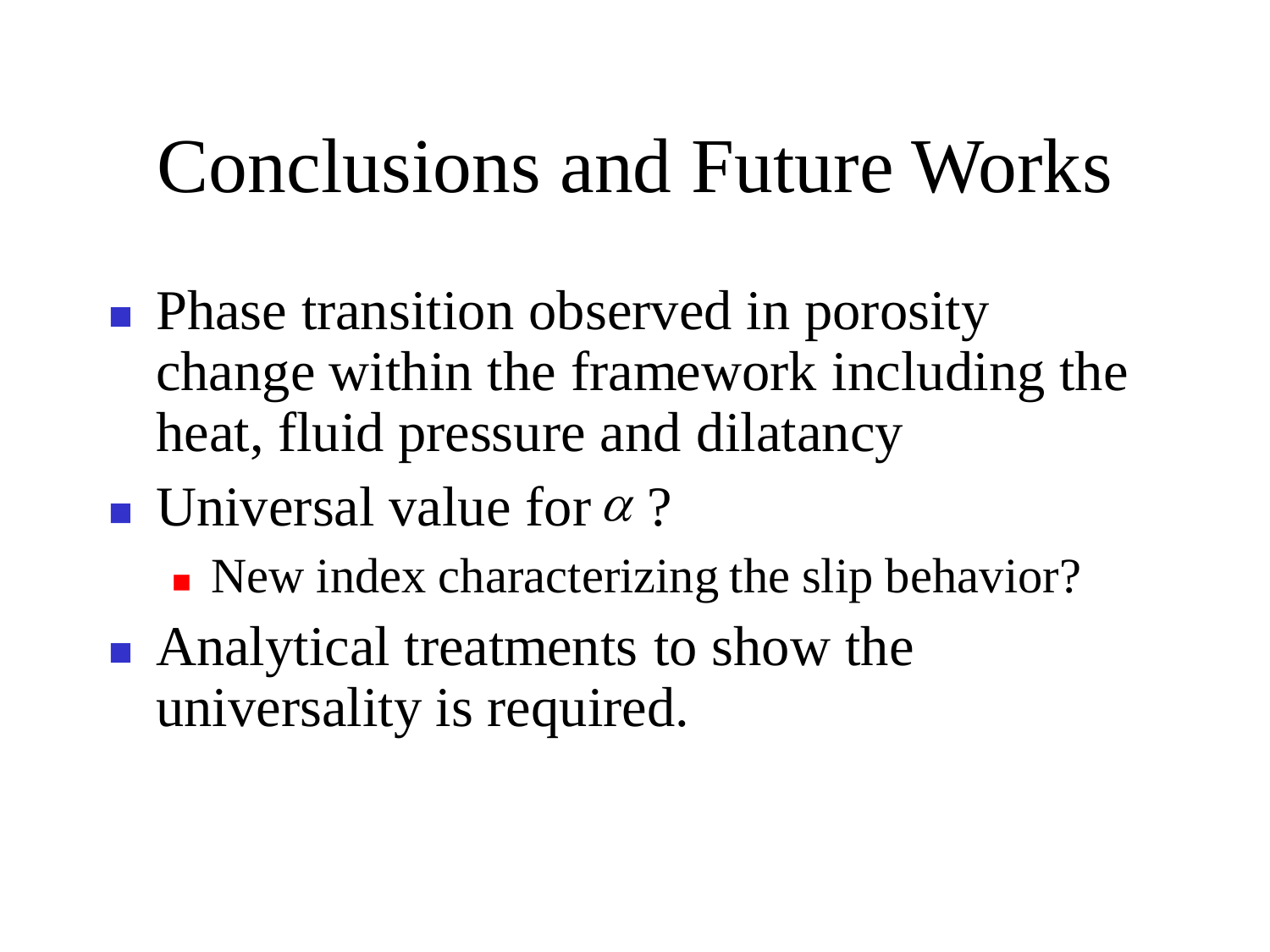# Conclusions and Future Works

- Phase transition observed in porosity change within the framework including the heat, fluid pressure and dilatancy
- Universal value for $\alpha$ ?
  - New index characterizing the slip behavior?
- Analytical treatments to show the universality is required.